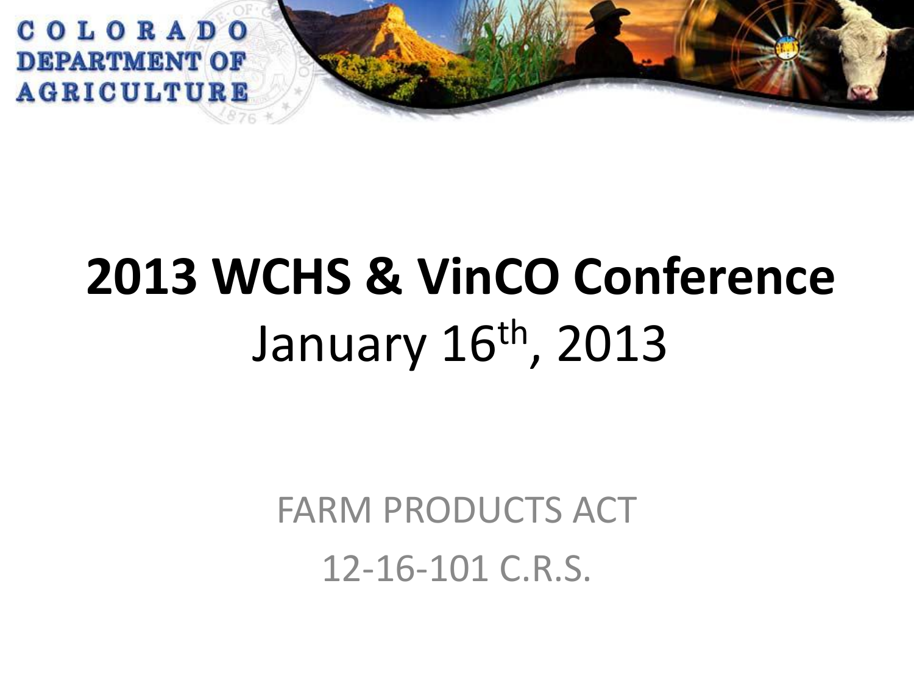COLORADO DEPARTMENT OF AGRICULTURE

# 2013 WCHS & VinCO Conference

January 16th, 2013

FARM PRODUCTS ACT

12-16-101 C.R.S.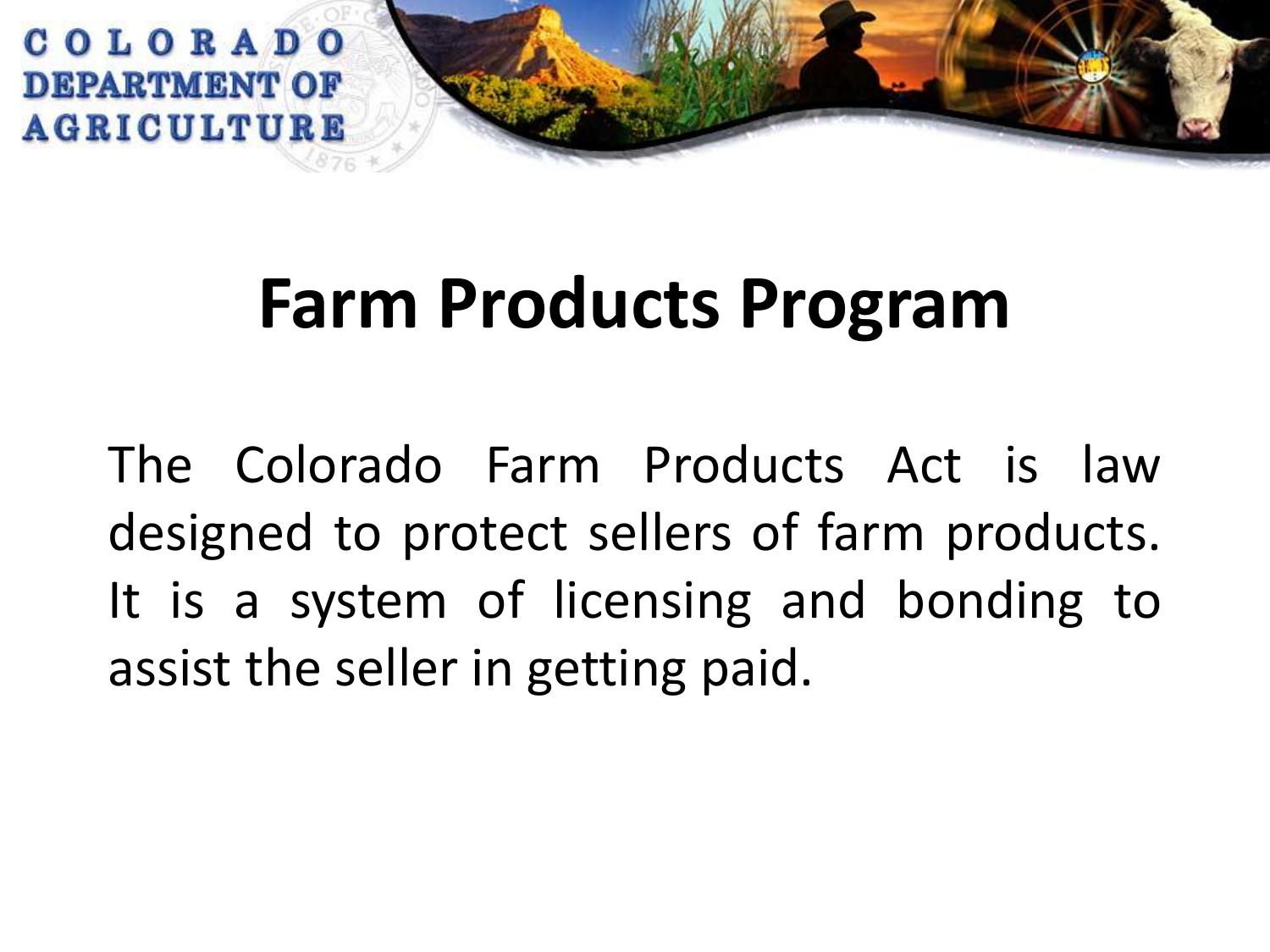# Farm Products Program

The Colorado Farm Products Act is law designed to protect sellers of farm products. It is a system of licensing and bonding to assist the seller in getting paid.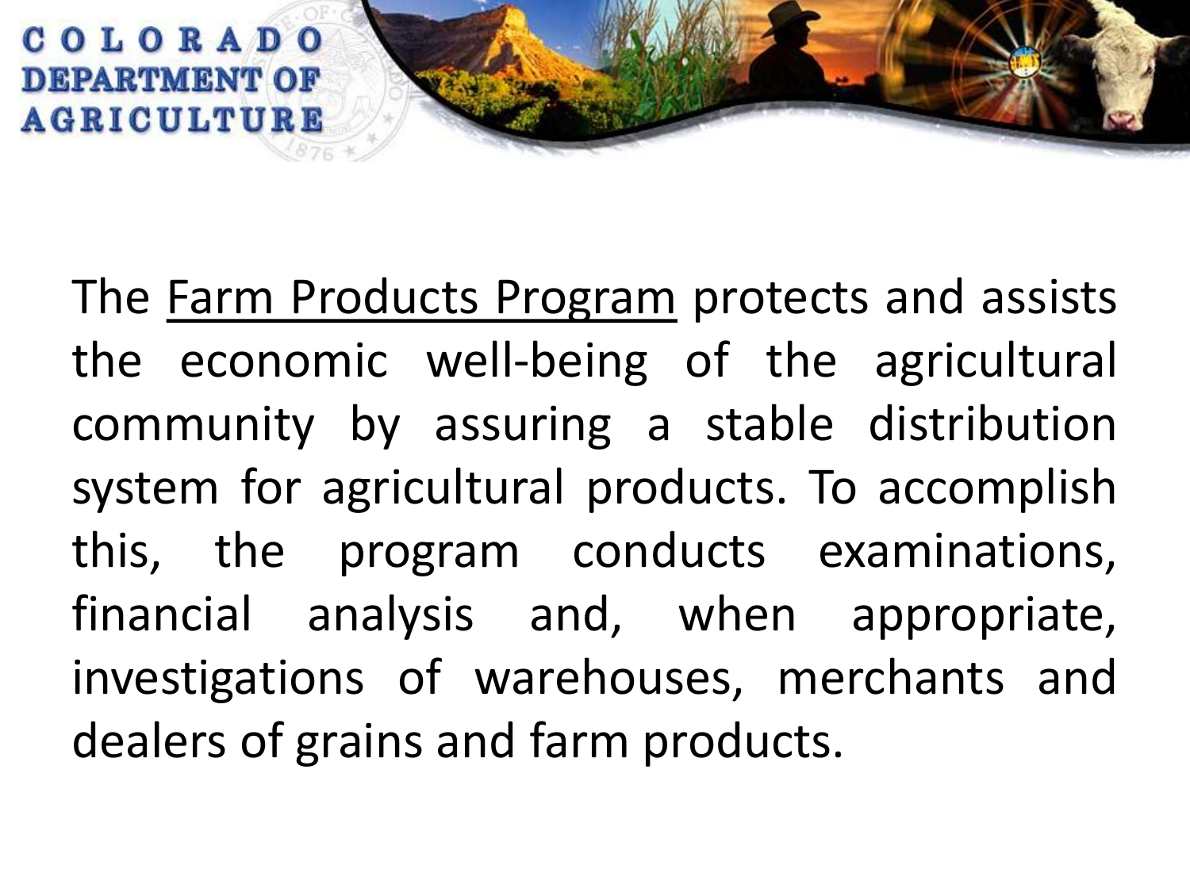The Farm Products Program protects and assists the economic well-being of the agricultural community by assuring a stable distribution system for agricultural products. To accomplish this, the program conducts examinations, financial analysis and, when appropriate, investigations of warehouses, merchants and dealers of grains and farm products.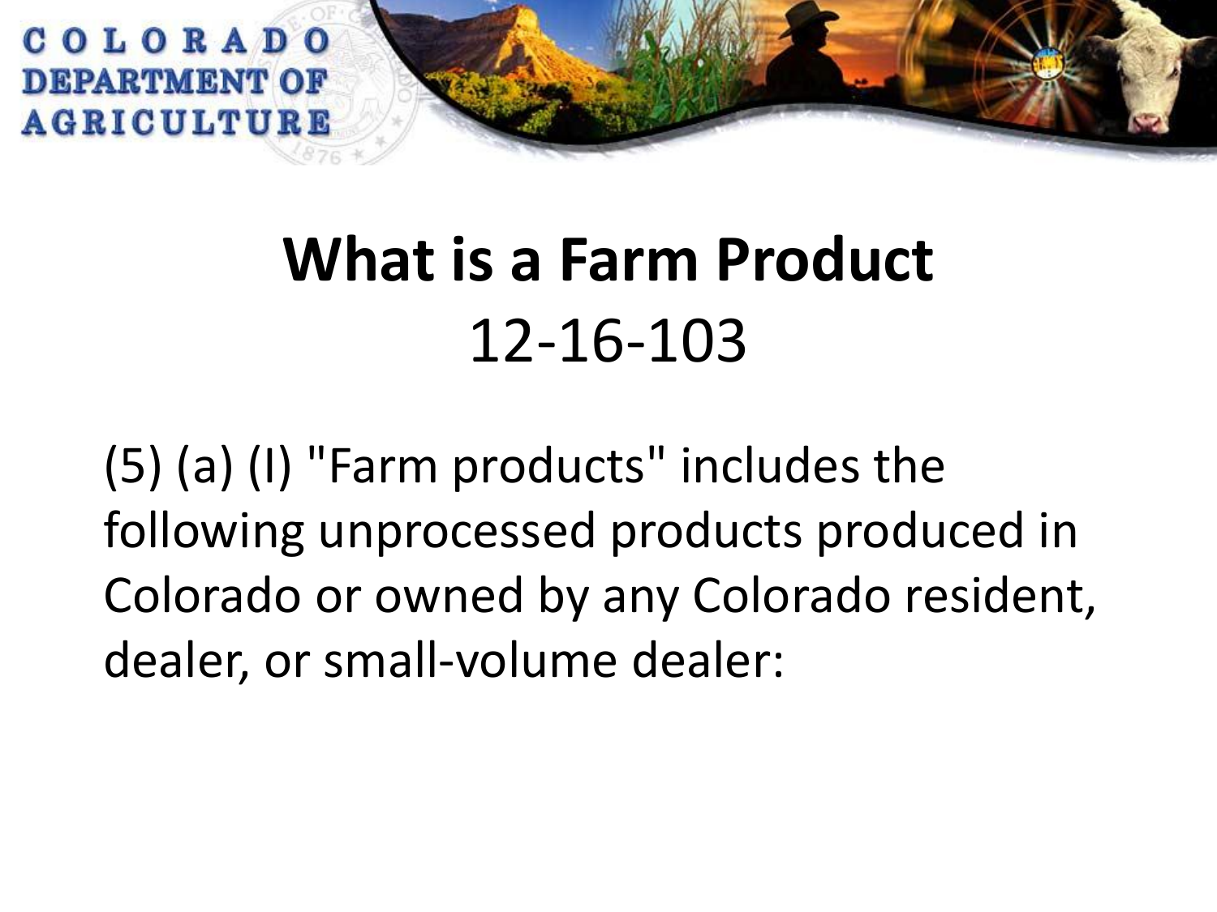# What is a Farm Product

## 12-16-103

(5) (a) (I) "Farm products" includes the following unprocessed products produced in Colorado or owned by any Colorado resident, dealer, or small-volume dealer: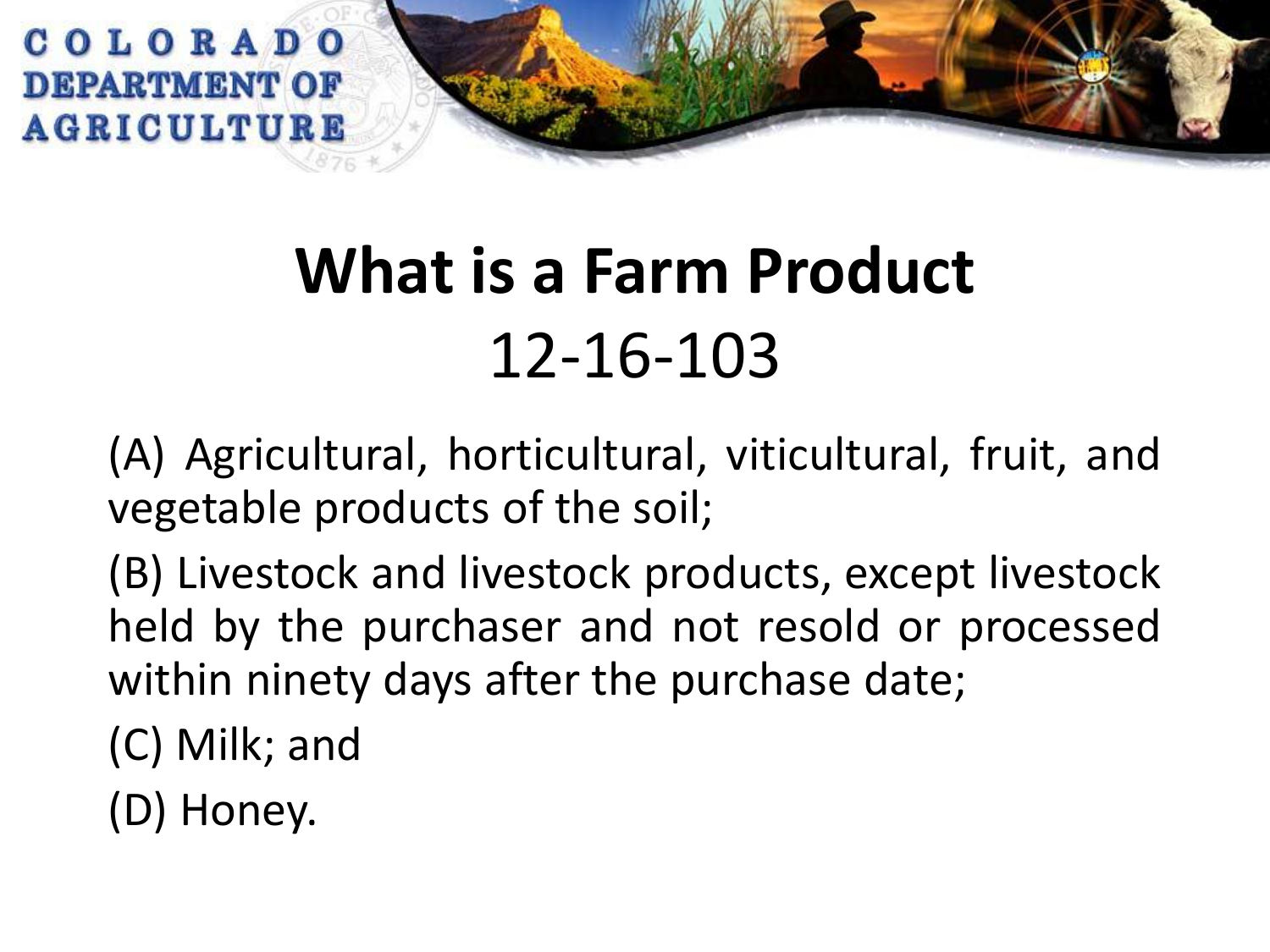# What is a Farm Product
## 12-16-103

(A) Agricultural, horticultural, viticultural, fruit, and vegetable products of the soil;

(B) Livestock and livestock products, except livestock held by the purchaser and not resold or processed within ninety days after the purchase date;

(C) Milk; and

(D) Honey.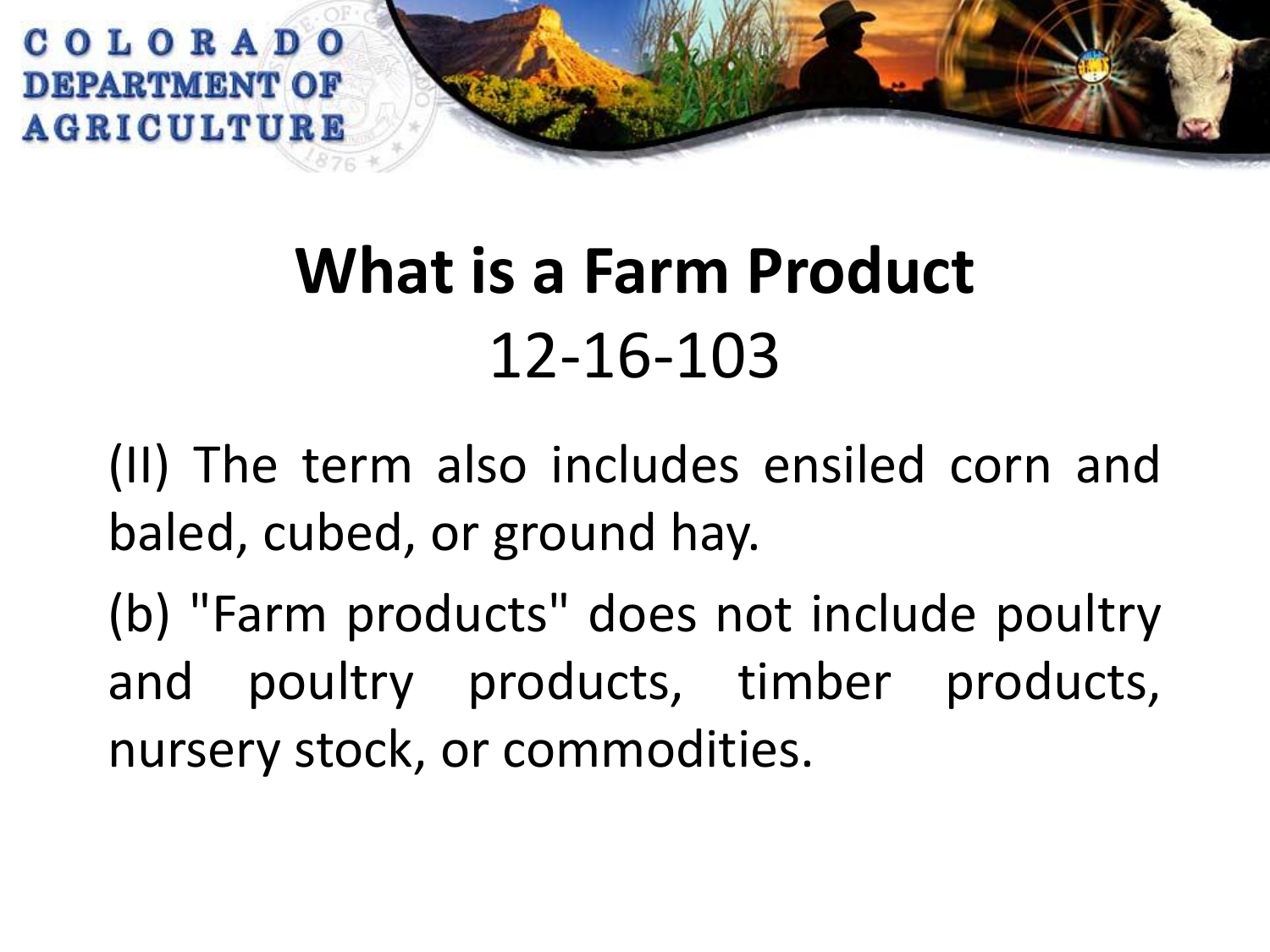# What is a Farm Product

## 12-16-103

(II) The term also includes ensiled corn and baled, cubed, or ground hay.

(b) "Farm products" does not include poultry and poultry products, timber products, nursery stock, or commodities.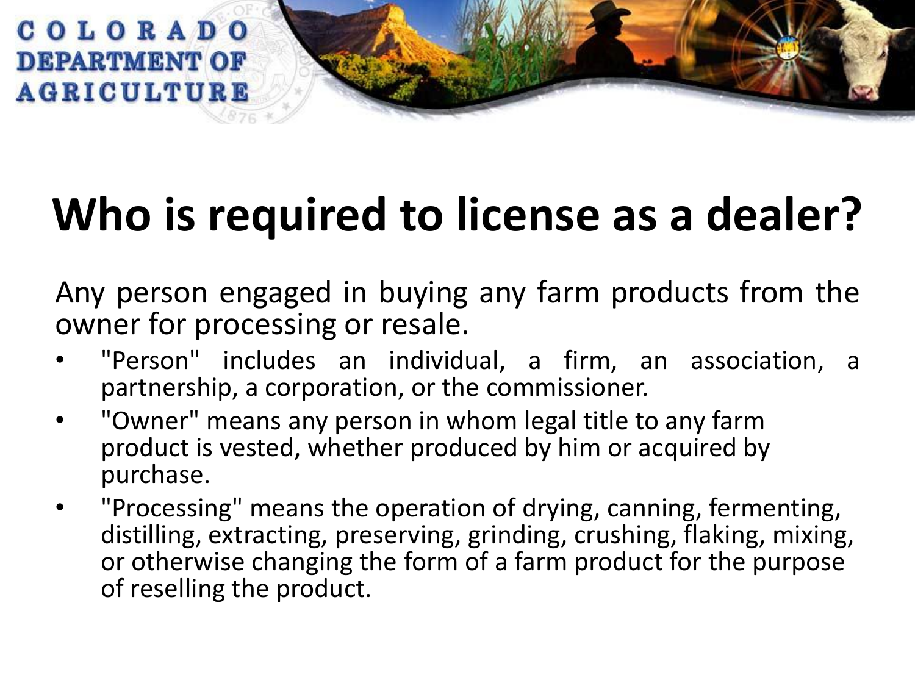# Who is required to license as a dealer?

Any person engaged in buying any farm products from the owner for processing or resale.

- "Person" includes an individual, a firm, an association, a partnership, a corporation, or the commissioner.
- "Owner" means any person in whom legal title to any farm product is vested, whether produced by him or acquired by purchase.
- "Processing" means the operation of drying, canning, fermenting, distilling, extracting, preserving, grinding, crushing, flaking, mixing, or otherwise changing the form of a farm product for the purpose of reselling the product.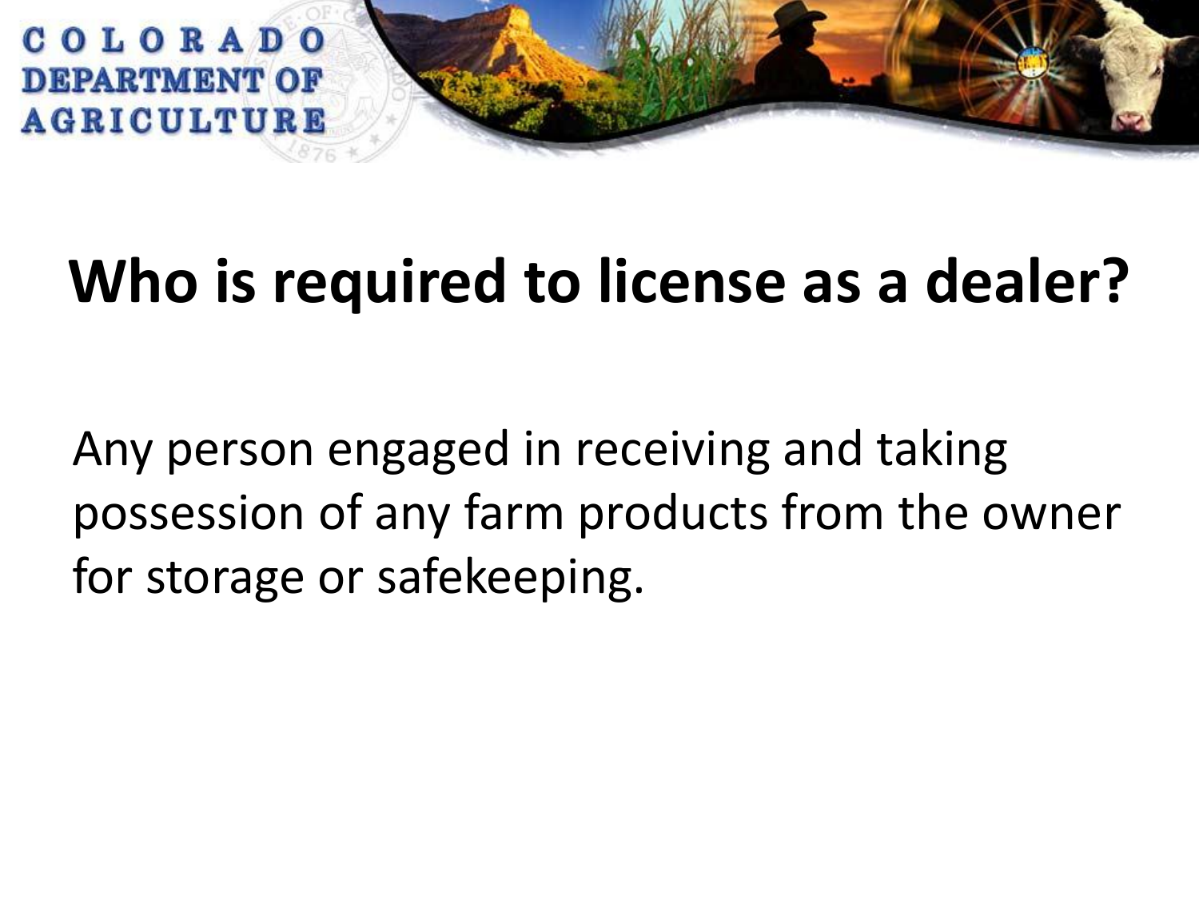# Who is required to license as a dealer?

Any person engaged in receiving and taking possession of any farm products from the owner for storage or safekeeping.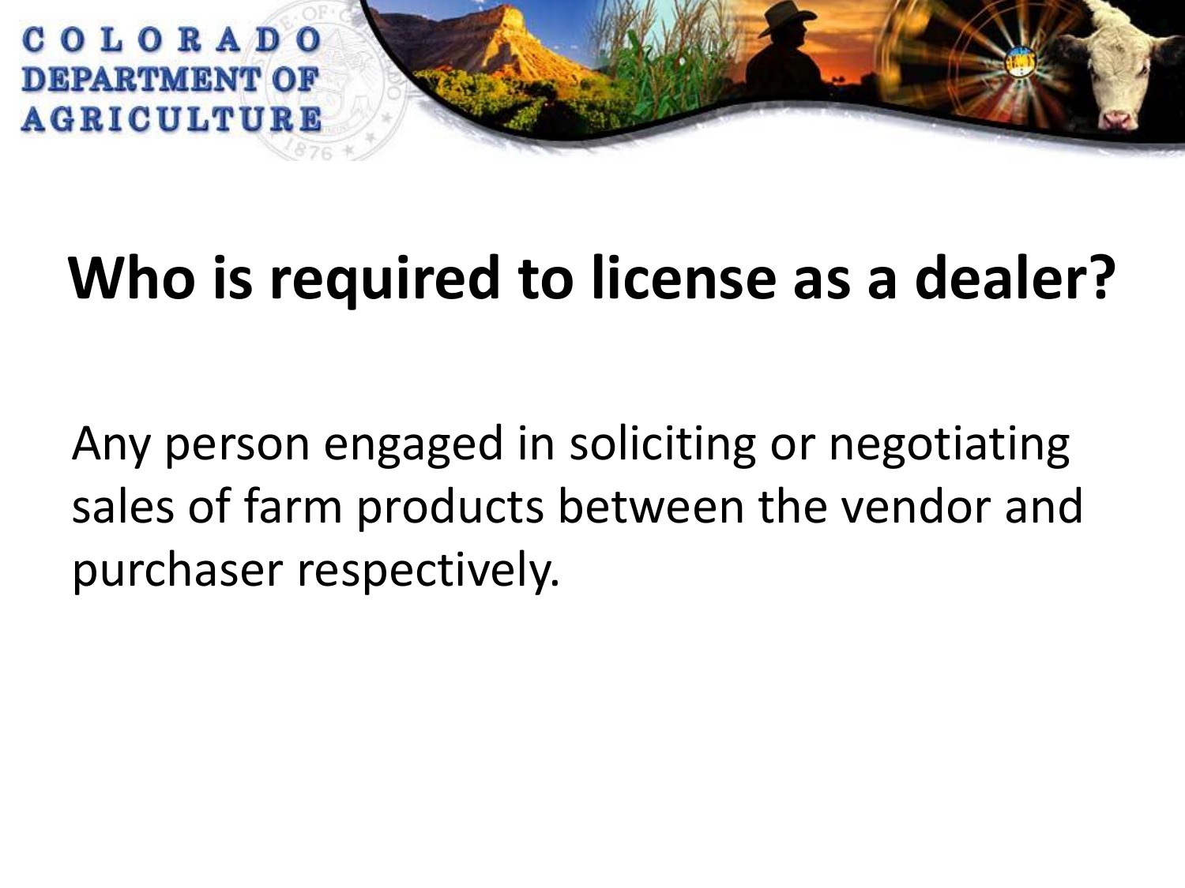# Who is required to license as a dealer?

Any person engaged in soliciting or negotiating sales of farm products between the vendor and purchaser respectively.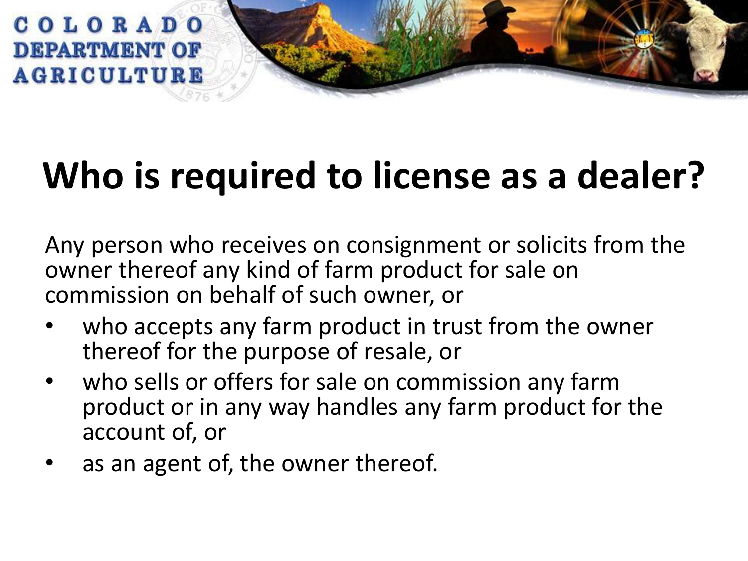# Who is required to license as a dealer?

Any person who receives on consignment or solicits from the owner thereof any kind of farm product for sale on commission on behalf of such owner, or

- who accepts any farm product in trust from the owner thereof for the purpose of resale, or
- who sells or offers for sale on commission any farm product or in any way handles any farm product for the account of, or
- as an agent of, the owner thereof.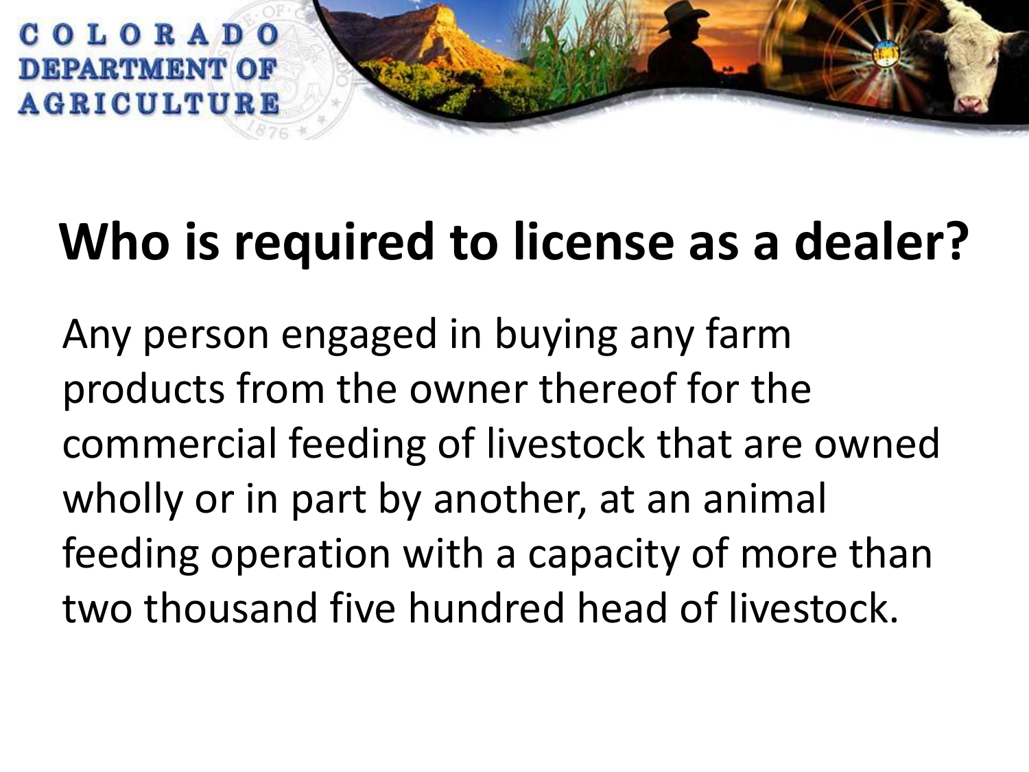# Who is required to license as a dealer?

Any person engaged in buying any farm products from the owner thereof for the commercial feeding of livestock that are owned wholly or in part by another, at an animal feeding operation with a capacity of more than two thousand five hundred head of livestock.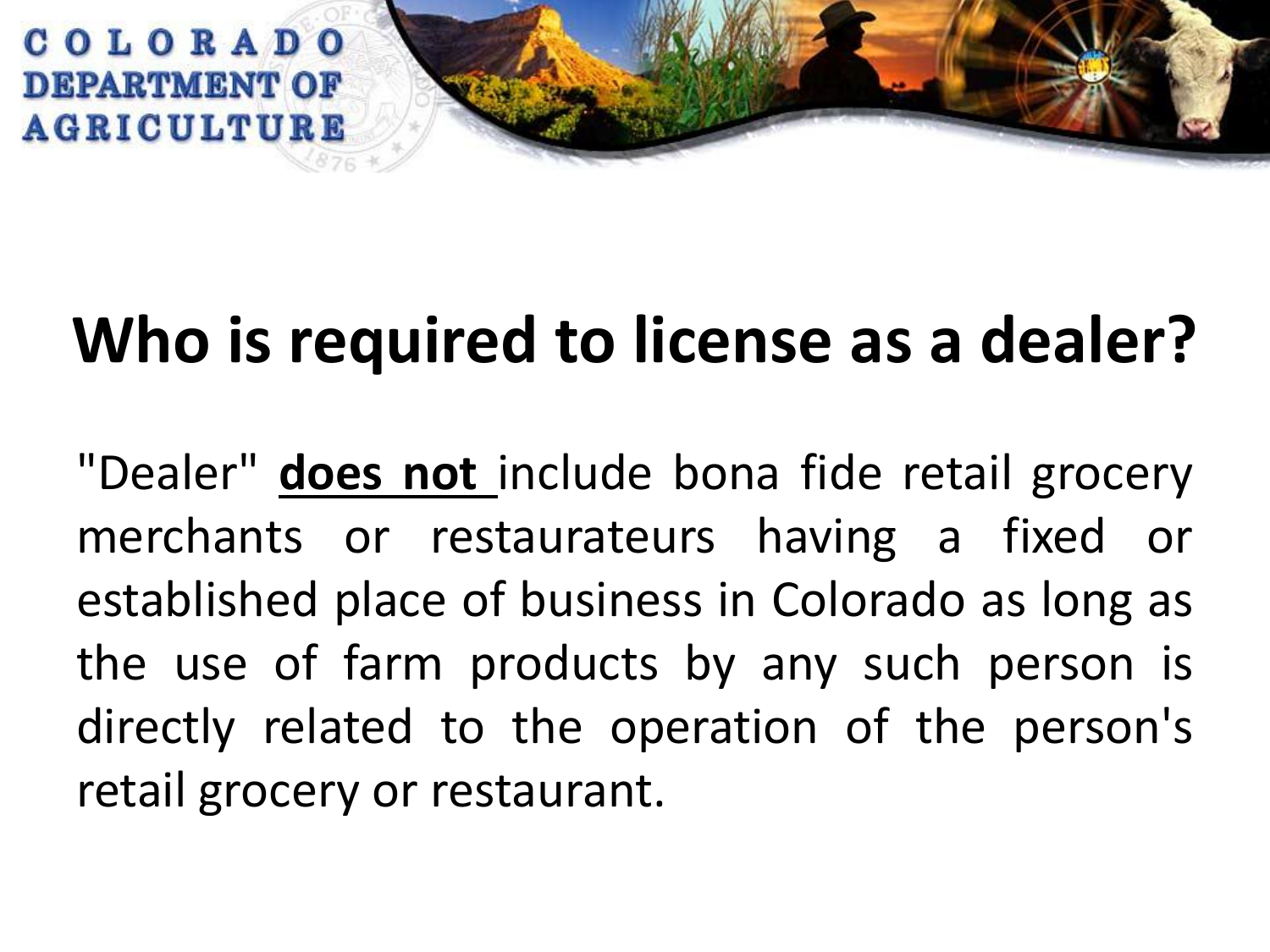# Who is required to license as a dealer?

"Dealer" **does not** include bona fide retail grocery merchants or restaurateurs having a fixed or established place of business in Colorado as long as the use of farm products by any such person is directly related to the operation of the person's retail grocery or restaurant.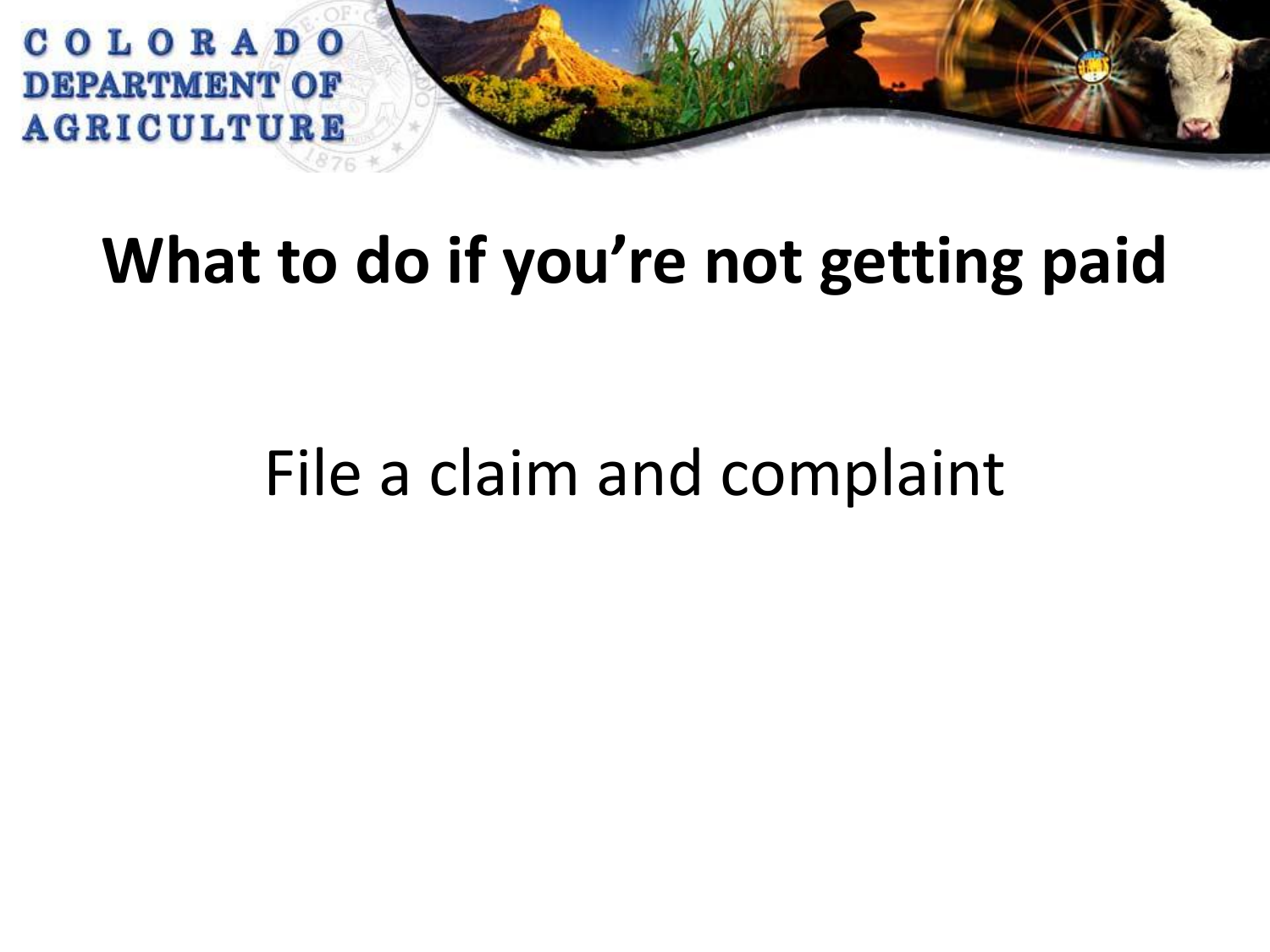# What to do if you're not getting paid

File a claim and complaint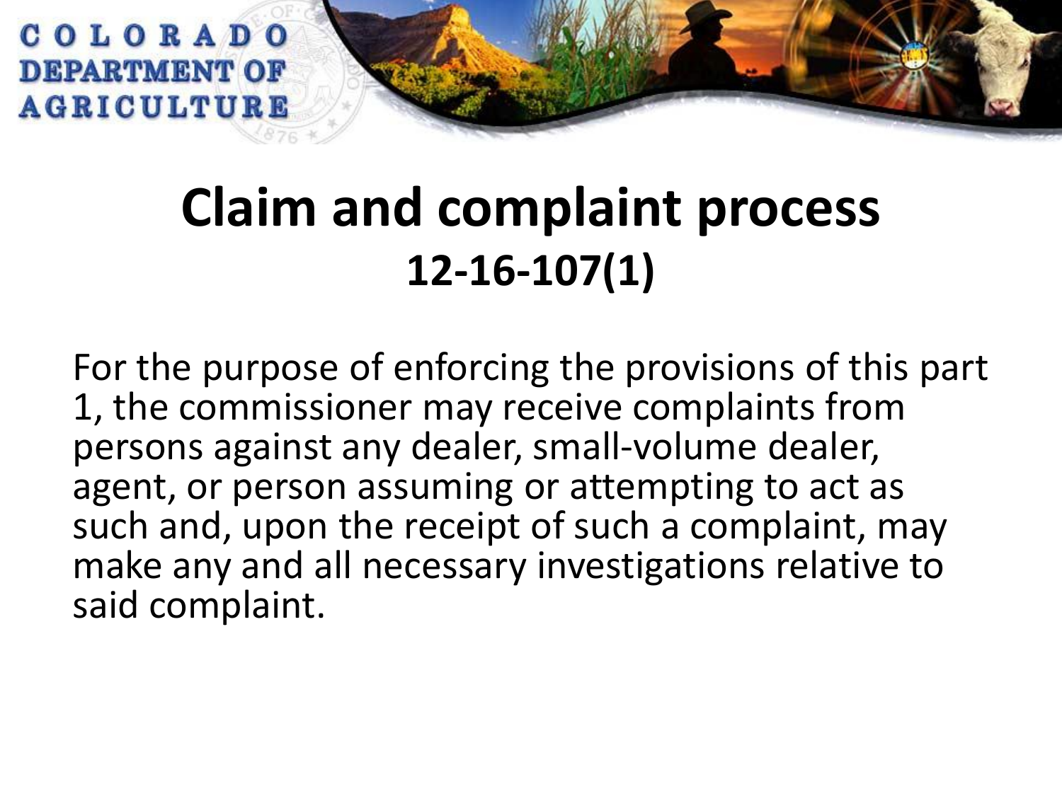# Claim and complaint process
## 12-16-107(1)

For the purpose of enforcing the provisions of this part 1, the commissioner may receive complaints from persons against any dealer, small-volume dealer, agent, or person assuming or attempting to act as such and, upon the receipt of such a complaint, may make any and all necessary investigations relative to said complaint.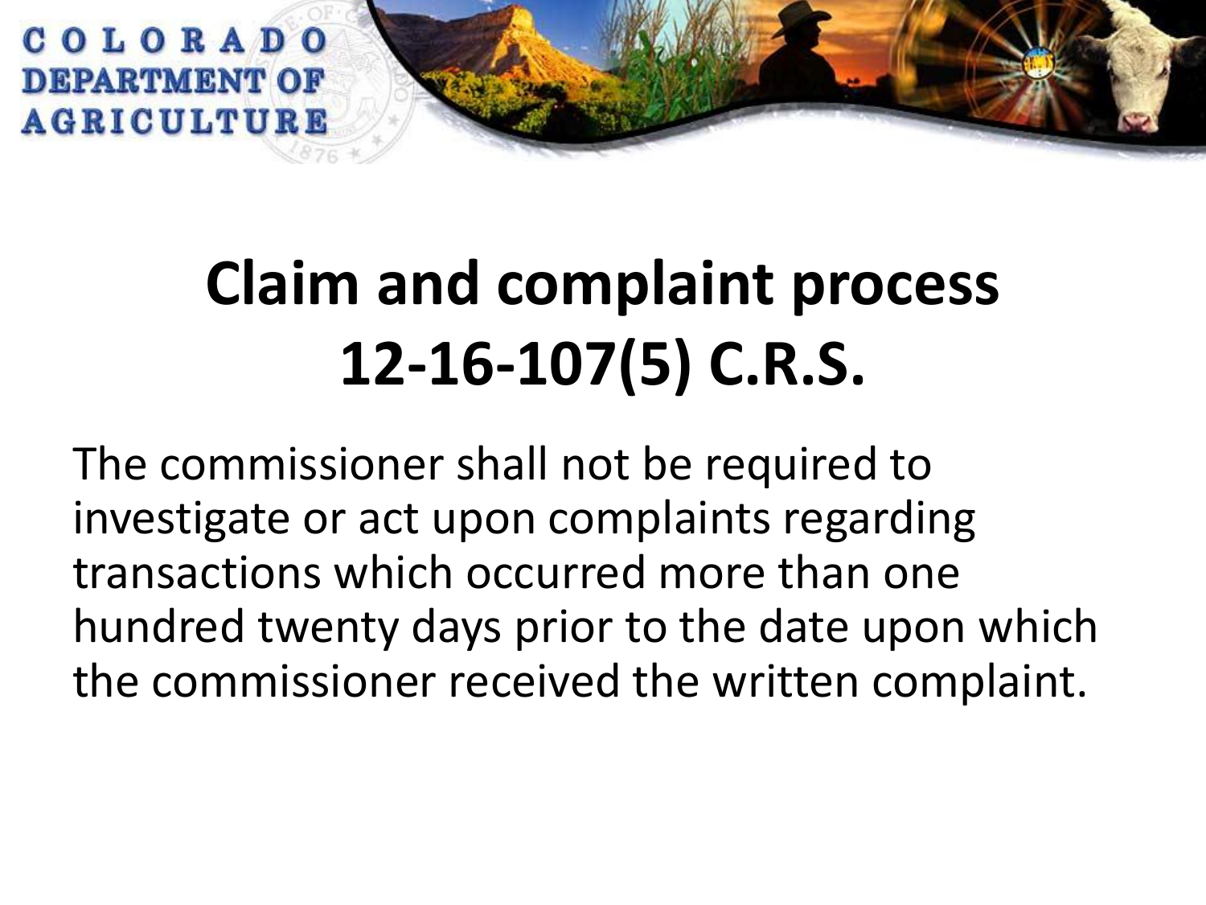# Claim and complaint process 12-16-107(5) C.R.S.

The commissioner shall not be required to investigate or act upon complaints regarding transactions which occurred more than one hundred twenty days prior to the date upon which the commissioner received the written complaint.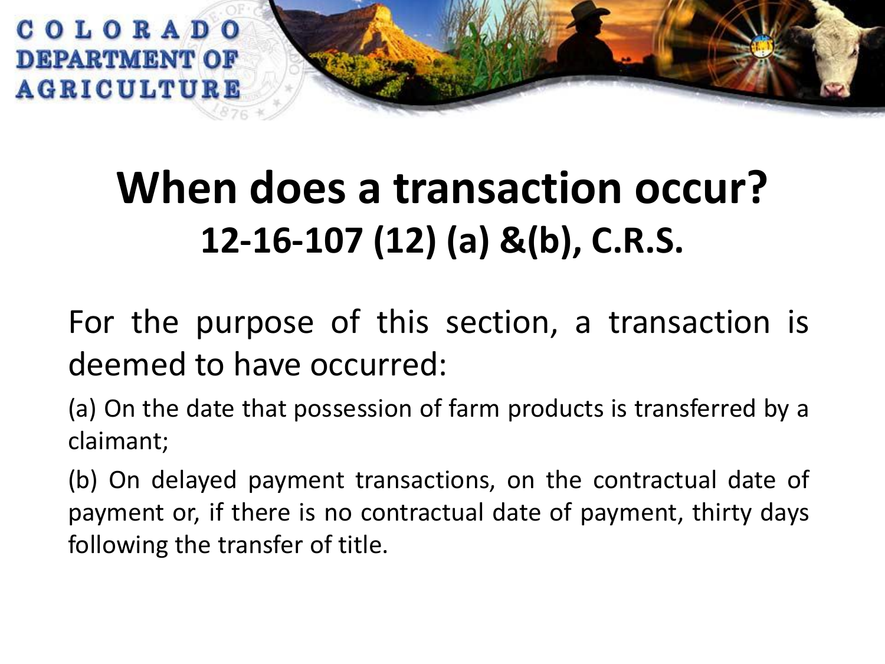# When does a transaction occur?

## 12-16-107 (12) (a) &(b), C.R.S.

For the purpose of this section, a transaction is deemed to have occurred:

(a) On the date that possession of farm products is transferred by a claimant;

(b) On delayed payment transactions, on the contractual date of payment or, if there is no contractual date of payment, thirty days following the transfer of title.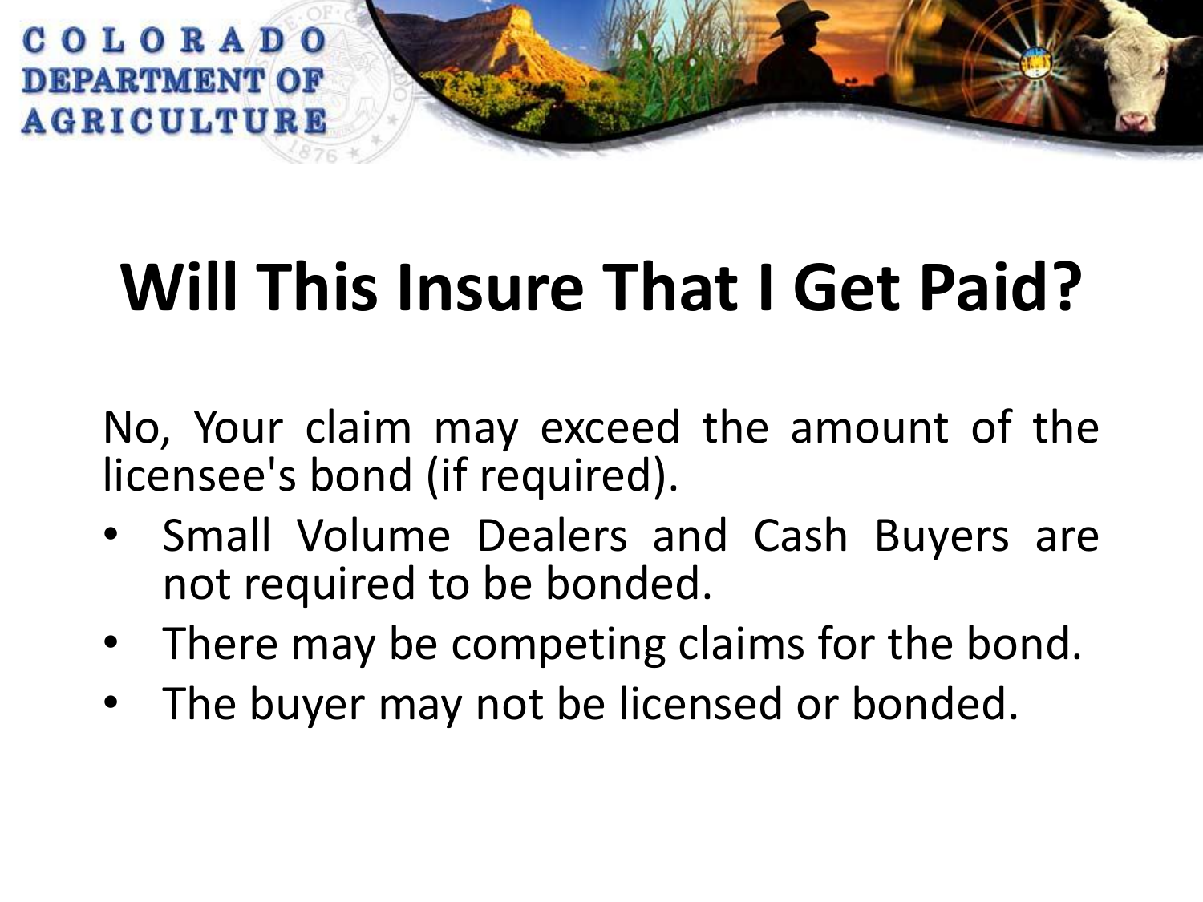# Will This Insure That I Get Paid?

No, Your claim may exceed the amount of the licensee's bond (if required).

- Small Volume Dealers and Cash Buyers are not required to be bonded.
- There may be competing claims for the bond.
- The buyer may not be licensed or bonded.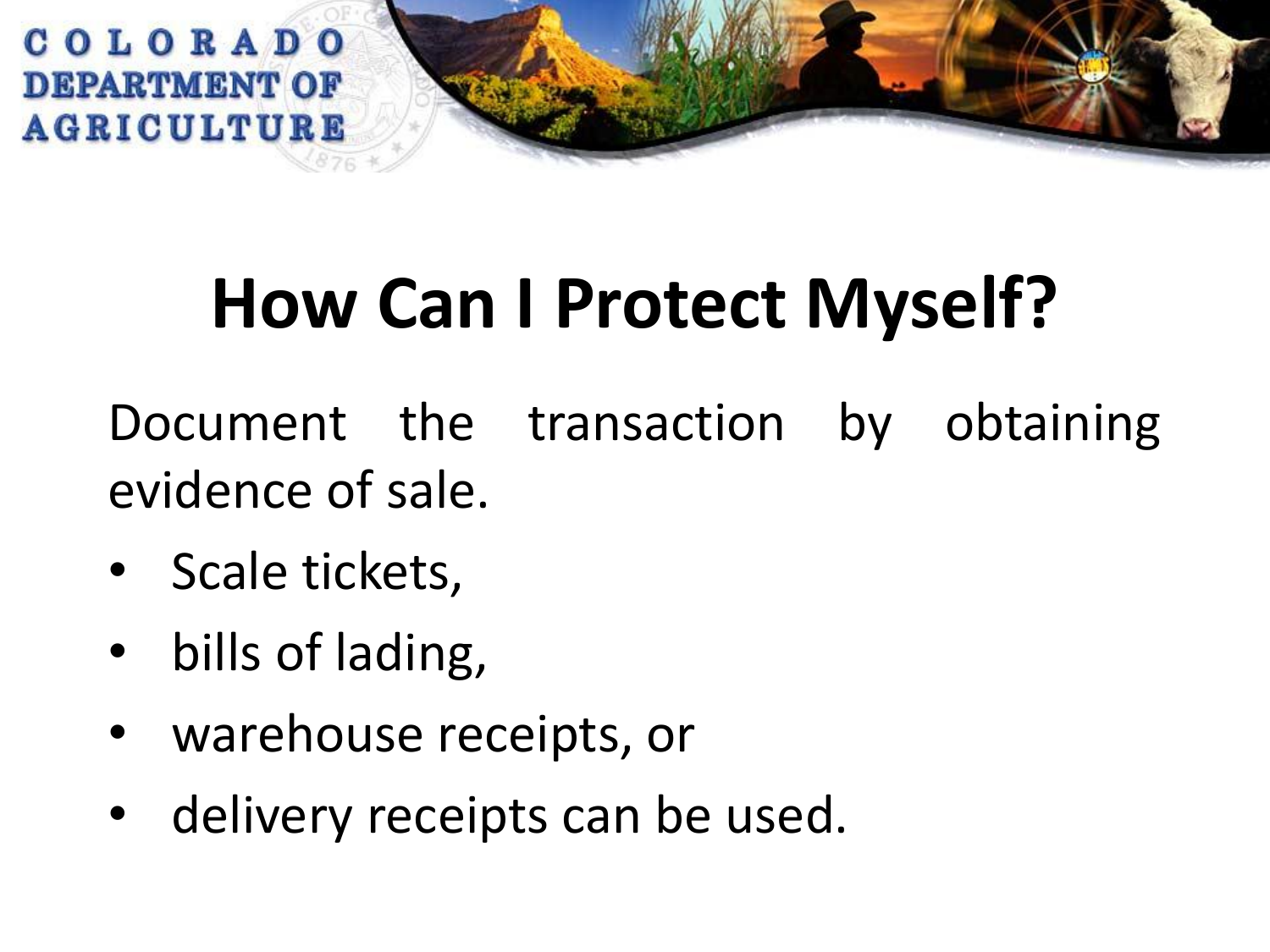# How Can I Protect Myself?

Document the transaction by obtaining evidence of sale.

- Scale tickets,
- bills of lading,
- warehouse receipts, or
- delivery receipts can be used.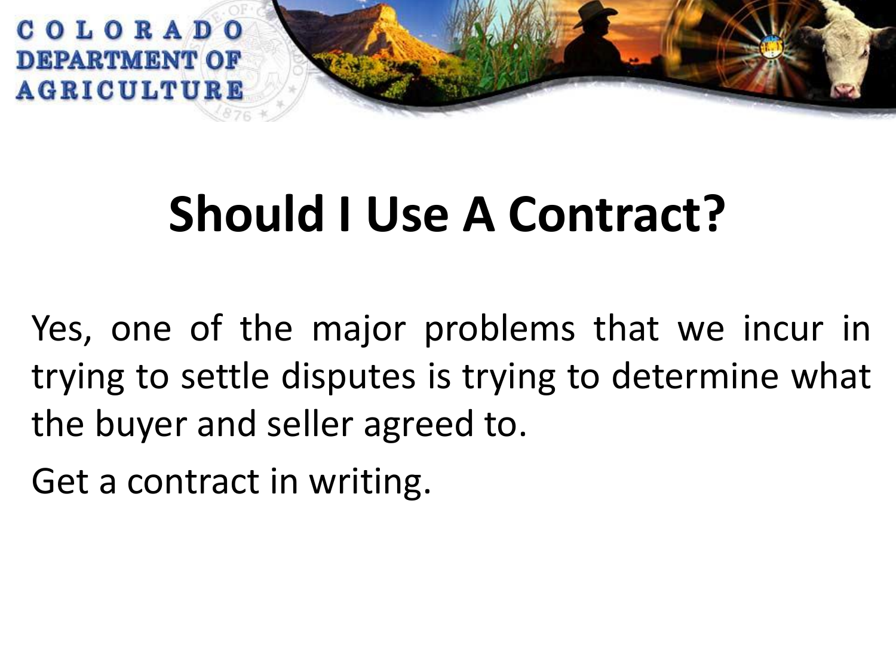# Should I Use A Contract?

Yes, one of the major problems that we incur in trying to settle disputes is trying to determine what the buyer and seller agreed to.

Get a contract in writing.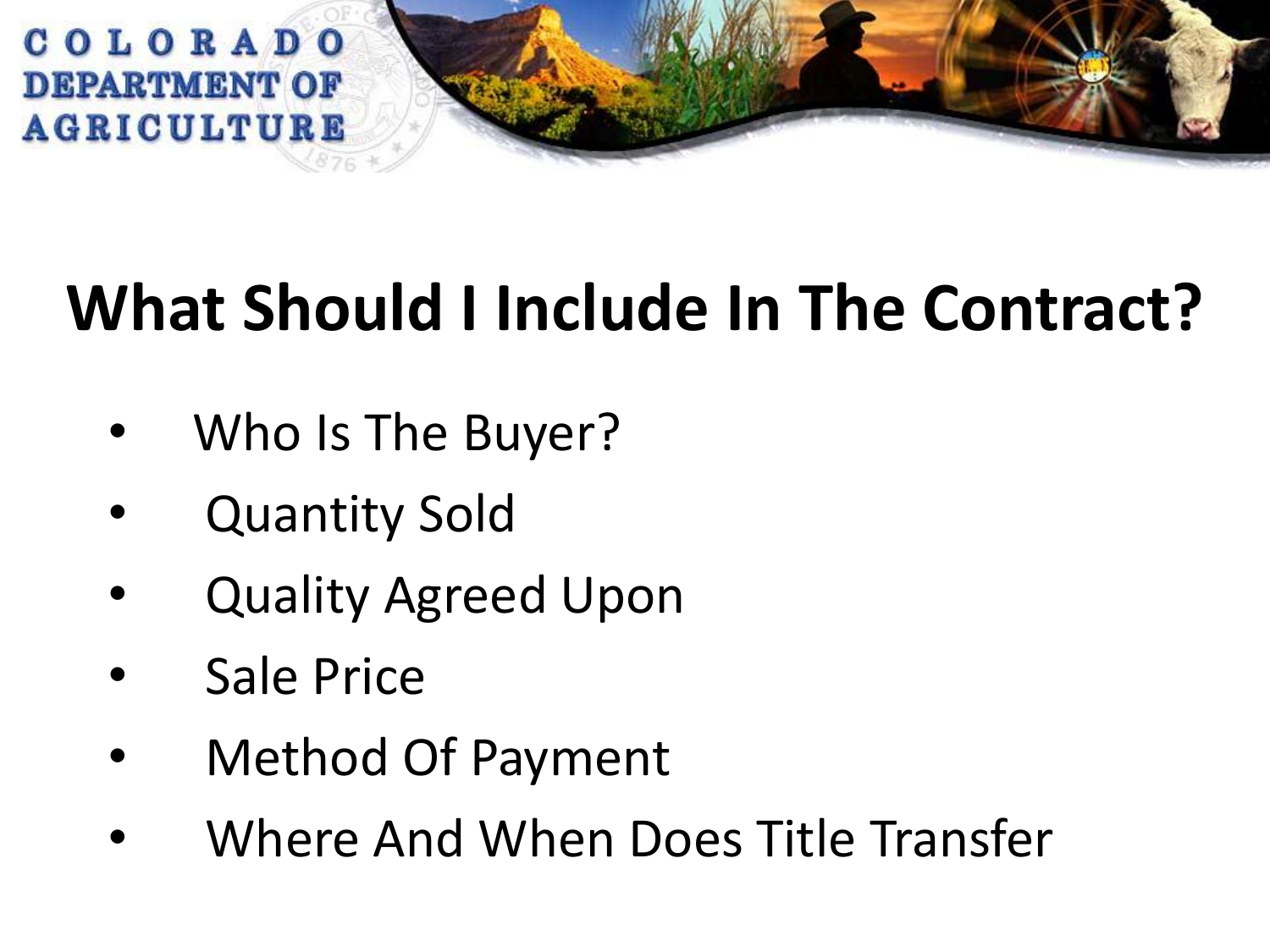# What Should I Include In The Contract?

- Who Is The Buyer?
- Quantity Sold
- Quality Agreed Upon
- Sale Price
- Method Of Payment
- Where And When Does Title Transfer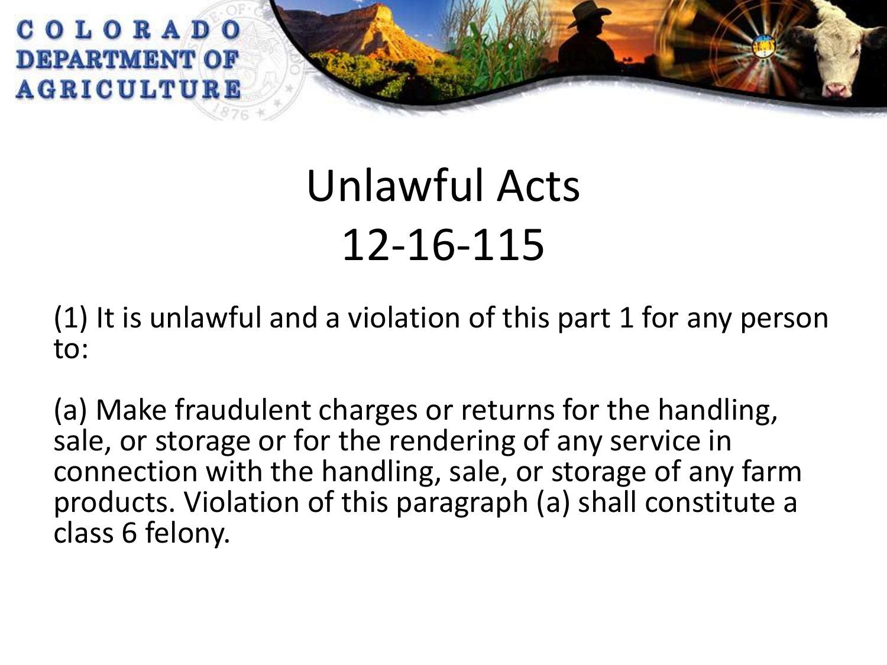# Unlawful Acts 12-16-115

(1) It is unlawful and a violation of this part 1 for any person to:

(a) Make fraudulent charges or returns for the handling, sale, or storage or for the rendering of any service in connection with the handling, sale, or storage of any farm products. Violation of this paragraph (a) shall constitute a class 6 felony.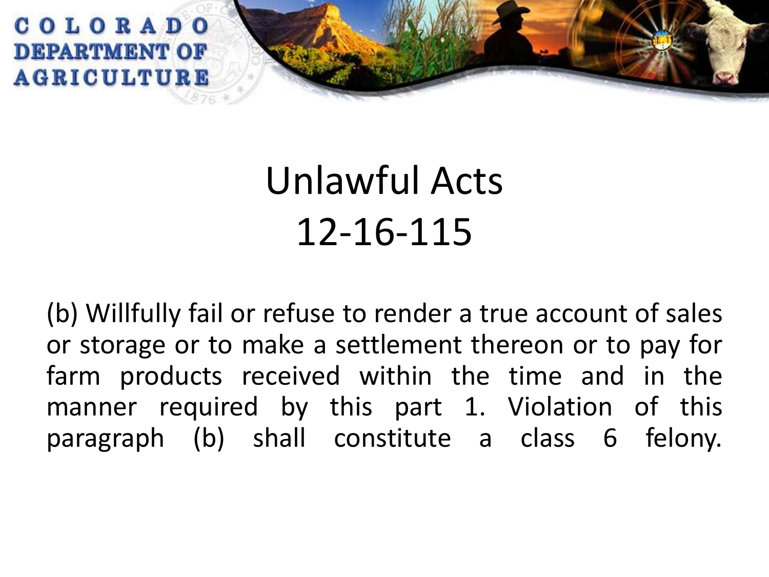# Unlawful Acts 12-16-115

(b) Willfully fail or refuse to render a true account of sales or storage or to make a settlement thereon or to pay for farm products received within the time and in the manner required by this part 1. Violation of this paragraph (b) shall constitute a class 6 felony.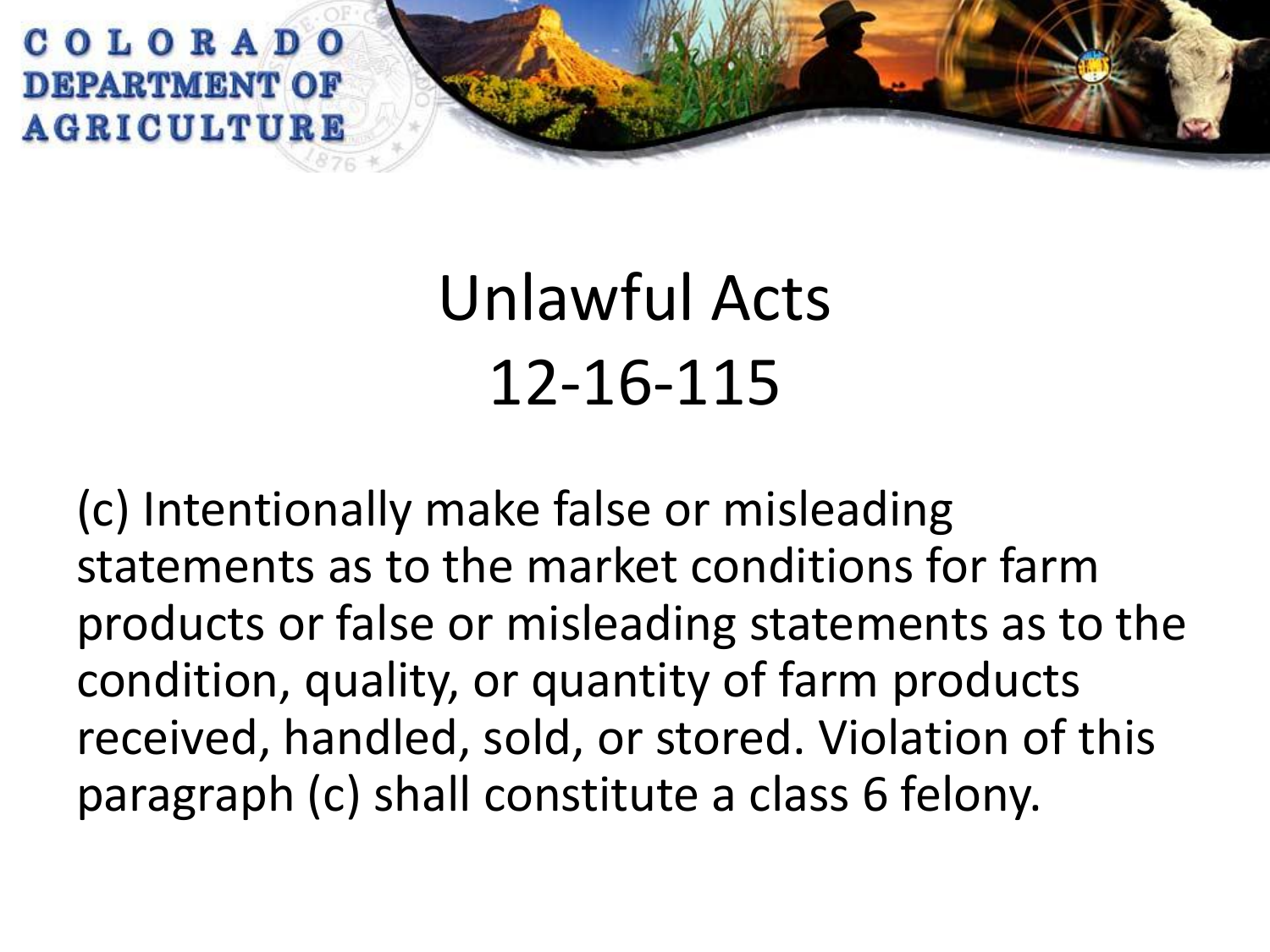COLORADO DEPARTMENT OF AGRICULTURE

# Unlawful Acts
# 12-16-115

(c) Intentionally make false or misleading statements as to the market conditions for farm products or false or misleading statements as to the condition, quality, or quantity of farm products received, handled, sold, or stored. Violation of this paragraph (c) shall constitute a class 6 felony.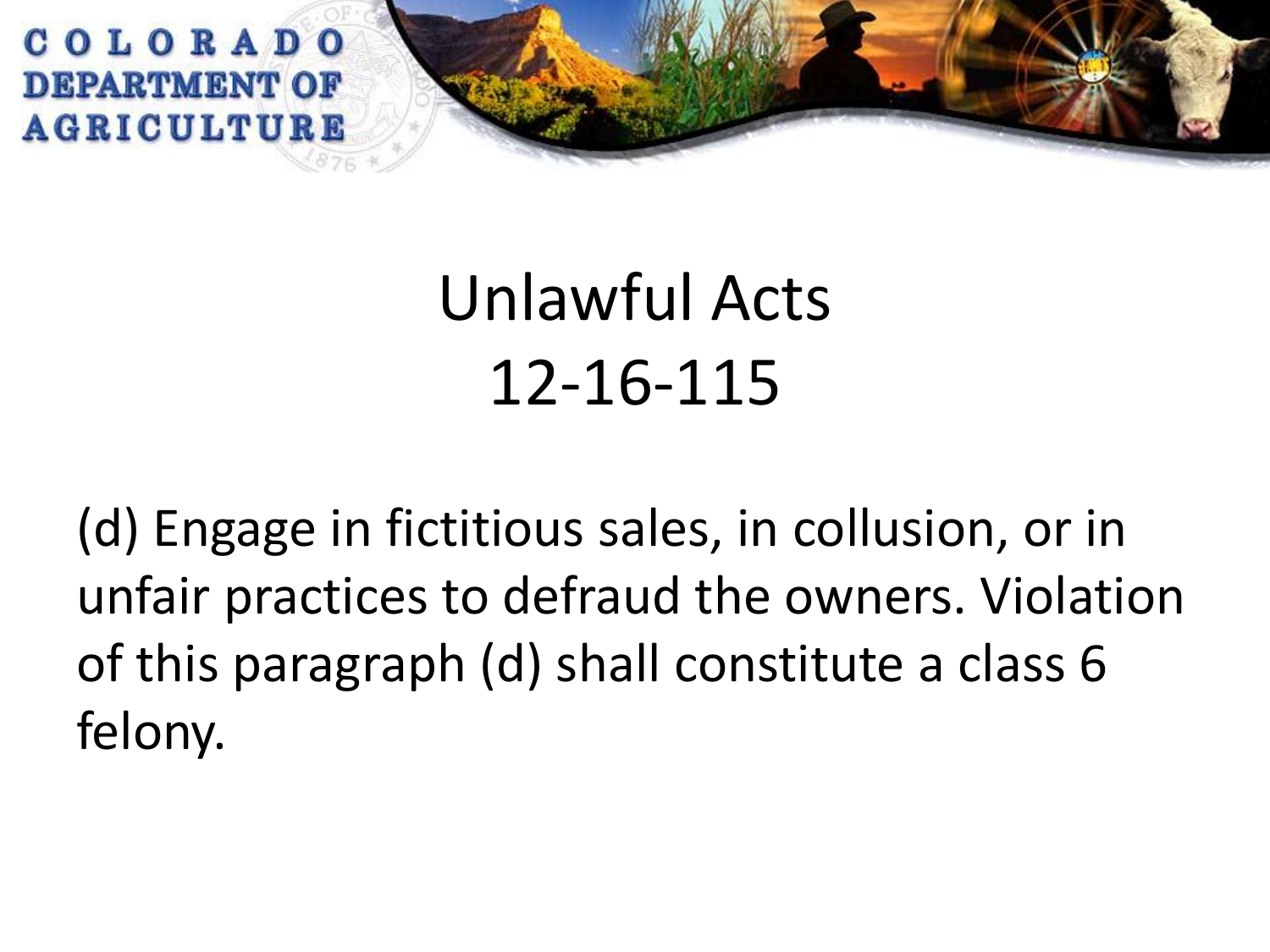# Unlawful Acts 12-16-115

(d) Engage in fictitious sales, in collusion, or in unfair practices to defraud the owners. Violation of this paragraph (d) shall constitute a class 6 felony.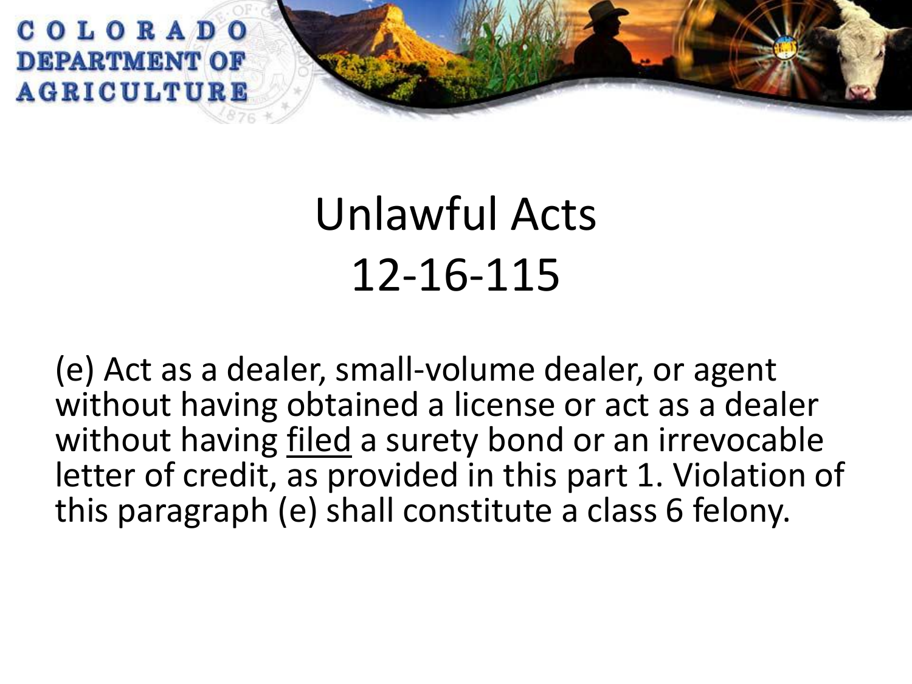# Unlawful Acts 12-16-115

(e) Act as a dealer, small-volume dealer, or agent without having obtained a license or act as a dealer without having <u>filed</u> a surety bond or an irrevocable letter of credit, as provided in this part 1. Violation of this paragraph (e) shall constitute a class 6 felony.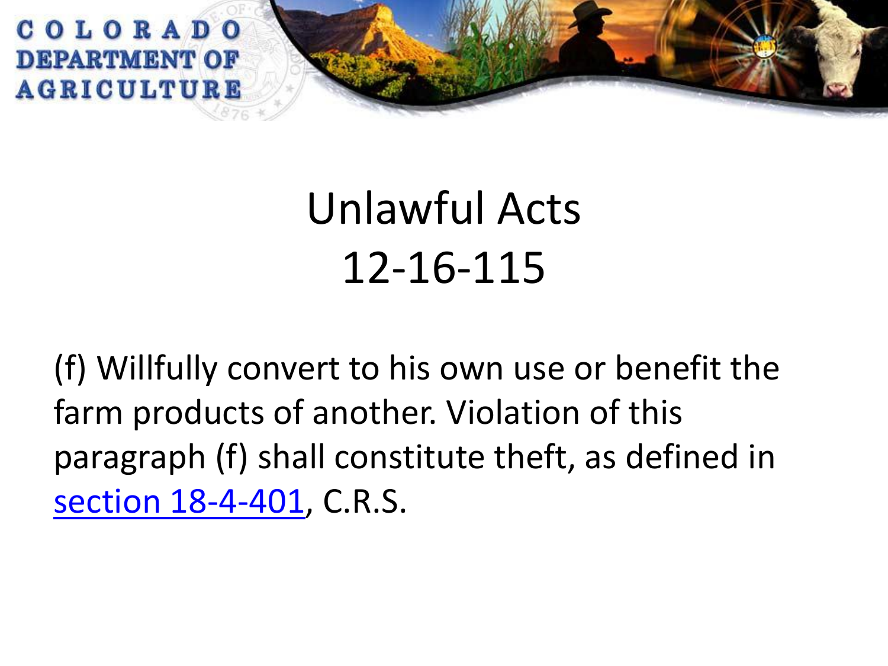# Unlawful Acts
# 12-16-115

(f) Willfully convert to his own use or benefit the farm products of another. Violation of this paragraph (f) shall constitute theft, as defined in section 18-4-401, C.R.S.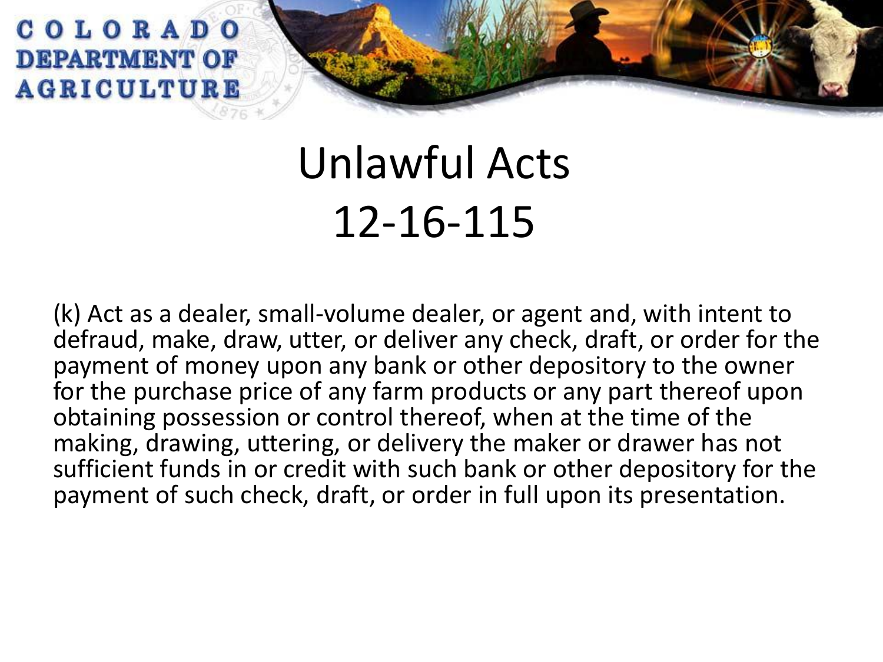# Unlawful Acts 12-16-115

(k) Act as a dealer, small-volume dealer, or agent and, with intent to defraud, make, draw, utter, or deliver any check, draft, or order for the payment of money upon any bank or other depository to the owner for the purchase price of any farm products or any part thereof upon obtaining possession or control thereof, when at the time of the making, drawing, uttering, or delivery the maker or drawer has not sufficient funds in or credit with such bank or other depository for the payment of such check, draft, or order in full upon its presentation.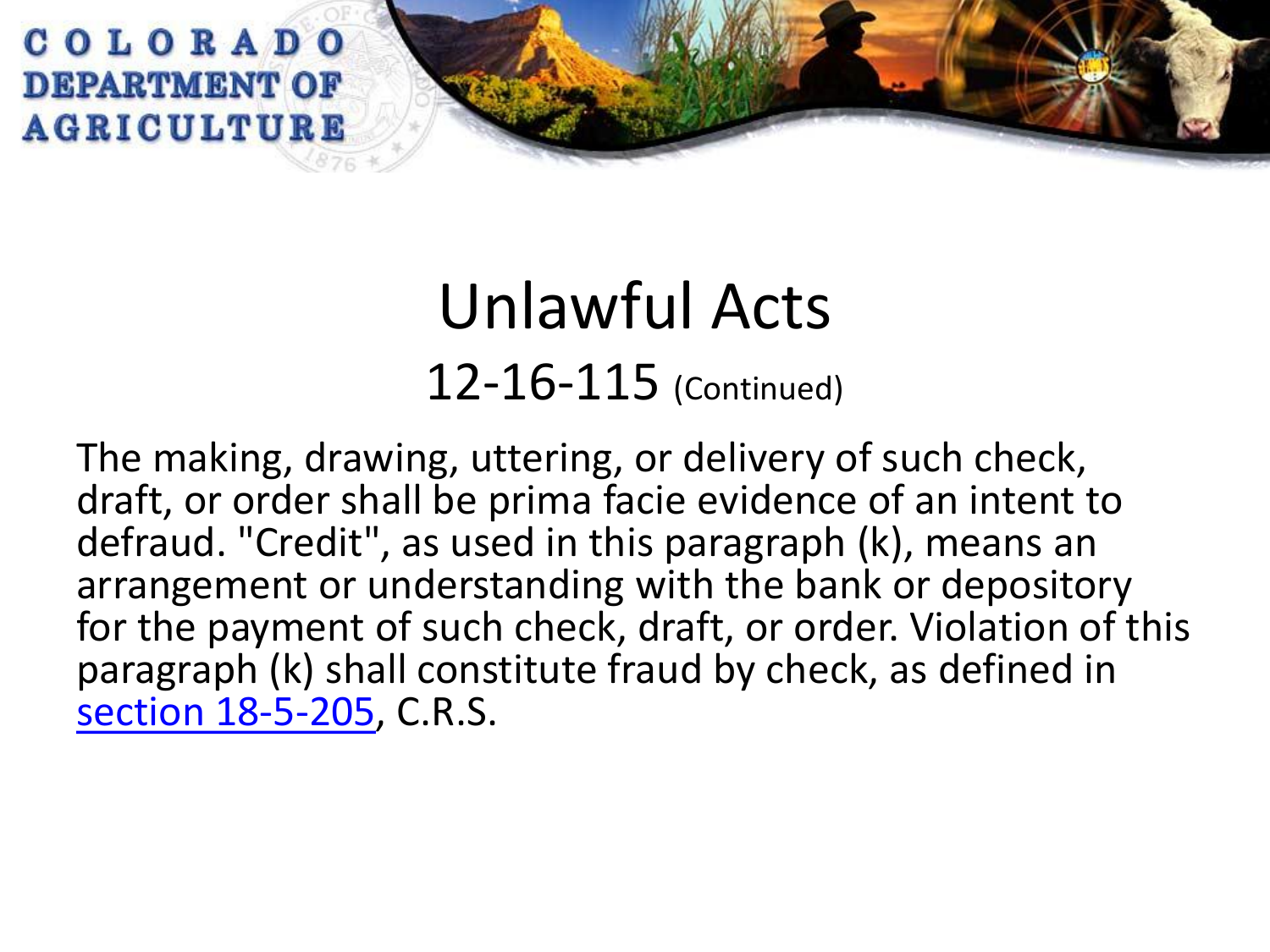# Unlawful Acts

## 12-16-115 (Continued)

The making, drawing, uttering, or delivery of such check, draft, or order shall be prima facie evidence of an intent to defraud. "Credit", as used in this paragraph (k), means an arrangement or understanding with the bank or depository for the payment of such check, draft, or order. Violation of this paragraph (k) shall constitute fraud by check, as defined in section 18-5-205, C.R.S.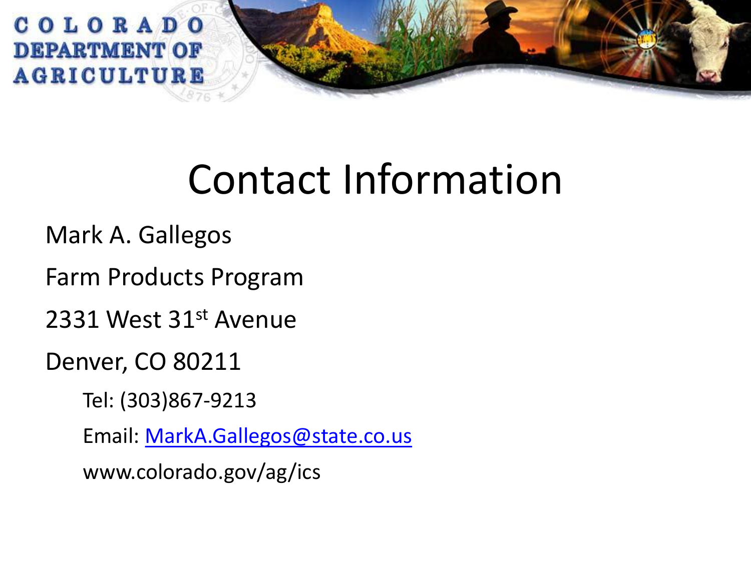COLORADO DEPARTMENT OF AGRICULTURE

# Contact Information

Mark A. Gallegos

Farm Products Program

2331 West 31st Avenue

Denver, CO 80211

Tel: (303)867-9213

Email: MarkA.Gallegos@state.co.us

www.colorado.gov/ag/ics